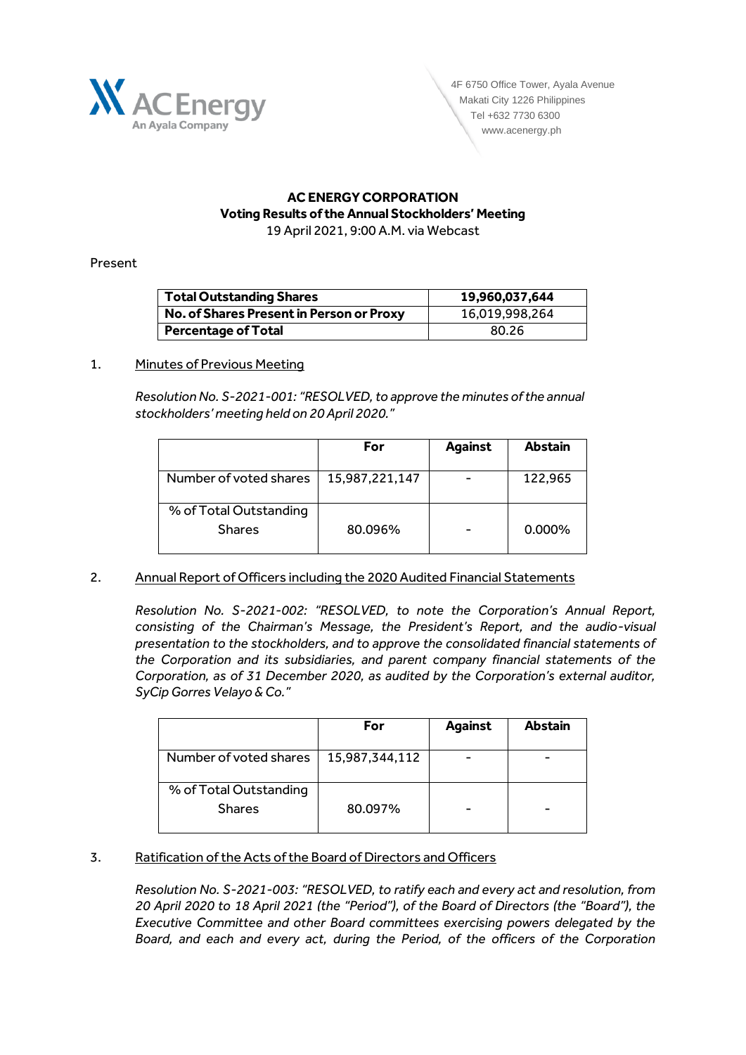AC Energy
An Ayala Company

4F 6750 Office Tower, Ayala Avenue
Makati City 1226 Philippines
Tel +632 7730 6300
www.acenergy.ph

**AC ENERGY CORPORATION**
**Voting Results of the Annual Stockholders' Meeting**
19 April 2021, 9:00 A.M. via Webcast

Present

| **Total Outstanding Shares** | **19,960,037,644** |
|---|---|
| **No. of Shares Present in Person or Proxy** | 16,019,998,264 |
| **Percentage of Total** | 80.26 |

1. Minutes of Previous Meeting

*Resolution No. S-2021-001: "RESOLVED, to approve the minutes of the annual stockholders' meeting held on 20 April 2020."*

| | **For** | **Against** | **Abstain** |
|---|---|---|---|
| Number of voted shares | 15,987,221,147 | - | 122,965 |
| % of Total Outstanding Shares | 80.096% | - | 0.000% |

2. Annual Report of Officers including the 2020 Audited Financial Statements

*Resolution No. S-2021-002: "RESOLVED, to note the Corporation's Annual Report, consisting of the Chairman's Message, the President's Report, and the audio-visual presentation to the stockholders, and to approve the consolidated financial statements of the Corporation and its subsidiaries, and parent company financial statements of the Corporation, as of 31 December 2020, as audited by the Corporation's external auditor, SyCip Gorres Velayo & Co."*

| | **For** | **Against** | **Abstain** |
|---|---|---|---|
| Number of voted shares | 15,987,344,112 | - | - |
| % of Total Outstanding Shares | 80.097% | - | - |

3. Ratification of the Acts of the Board of Directors and Officers

*Resolution No. S-2021-003: "RESOLVED, to ratify each and every act and resolution, from 20 April 2020 to 18 April 2021 (the "Period"), of the Board of Directors (the "Board"), the Executive Committee and other Board committees exercising powers delegated by the Board, and each and every act, during the Period, of the officers of the Corporation*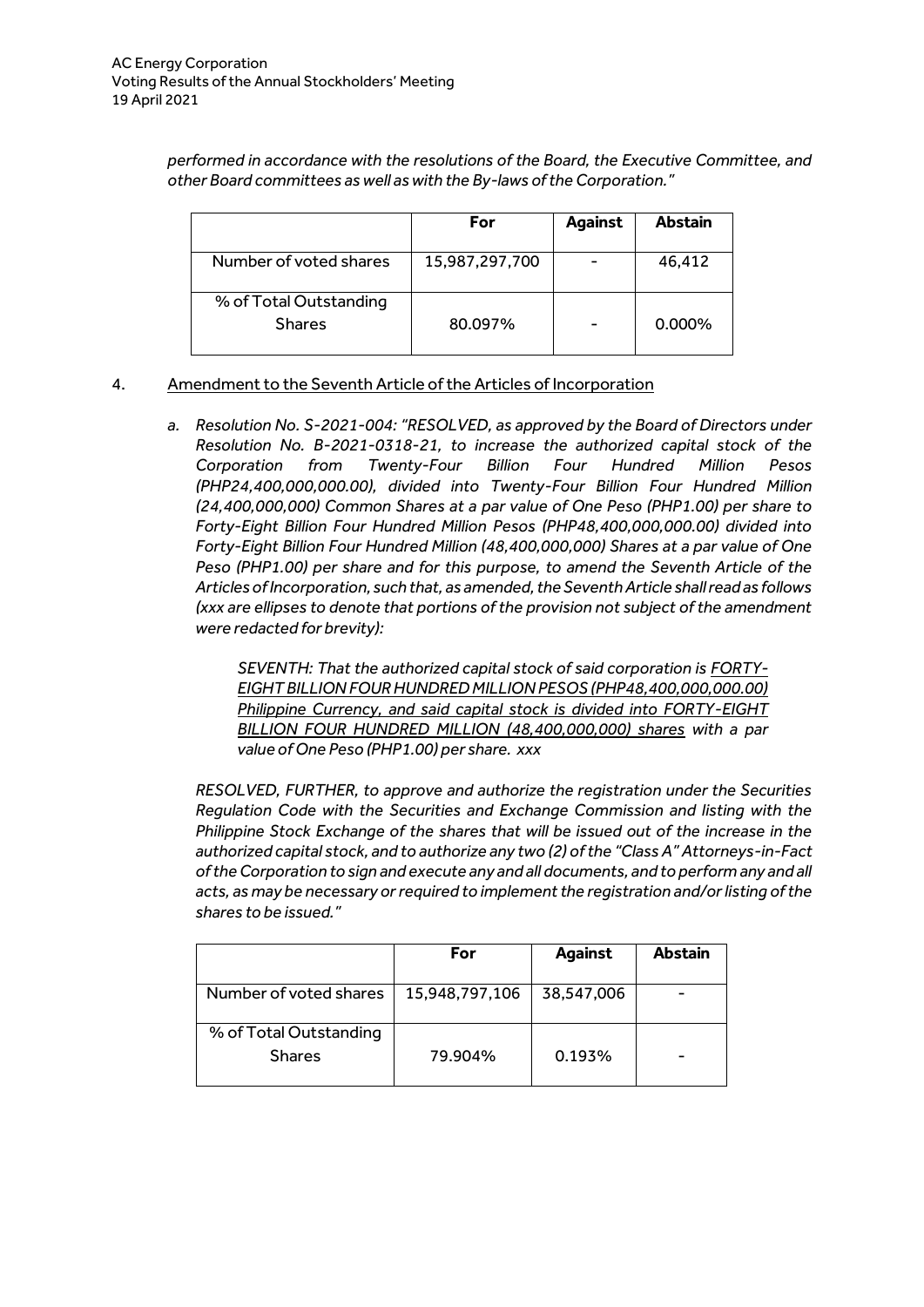*performed in accordance with the resolutions of the Board, the Executive Committee, and other Board committees as well as with the By-laws of the Corporation."*

| | For | Against | Abstain |
|---|---|---|---|
| Number of voted shares | 15,987,297,700 | - | 46,412 |
| % of Total Outstanding Shares | 80.097% | - | 0.000% |

4. Amendment to the Seventh Article of the Articles of Incorporation

   a. *Resolution No. S-2021-004: "RESOLVED, as approved by the Board of Directors under Resolution No. B-2021-0318-21, to increase the authorized capital stock of the Corporation from Twenty-Four Billion Four Hundred Million Pesos (PHP24,400,000,000.00), divided into Twenty-Four Billion Four Hundred Million (24,400,000,000) Common Shares at a par value of One Peso (PHP1.00) per share to Forty-Eight Billion Four Hundred Million Pesos (PHP48,400,000,000.00) divided into Forty-Eight Billion Four Hundred Million (48,400,000,000) Shares at a par value of One Peso (PHP1.00) per share and for this purpose, to amend the Seventh Article of the Articles of Incorporation, such that, as amended, the Seventh Article shall read as follows (xxx are ellipses to denote that portions of the provision not subject of the amendment were redacted for brevity):*

   > *SEVENTH: That the authorized capital stock of said corporation is <u>FORTY-EIGHT BILLION FOUR HUNDRED MILLION PESOS (PHP48,400,000,000.00) Philippine Currency, and said capital stock is divided into FORTY-EIGHT BILLION FOUR HUNDRED MILLION (48,400,000,000) shares</u> with a par value of One Peso (PHP1.00) per share. xxx*

   *RESOLVED, FURTHER, to approve and authorize the registration under the Securities Regulation Code with the Securities and Exchange Commission and listing with the Philippine Stock Exchange of the shares that will be issued out of the increase in the authorized capital stock, and to authorize any two (2) of the "Class A" Attorneys-in-Fact of the Corporation to sign and execute any and all documents, and to perform any and all acts, as may be necessary or required to implement the registration and/or listing of the shares to be issued."*

| | For | Against | Abstain |
|---|---|---|---|
| Number of voted shares | 15,948,797,106 | 38,547,006 | - |
| % of Total Outstanding Shares | 79.904% | 0.193% | - |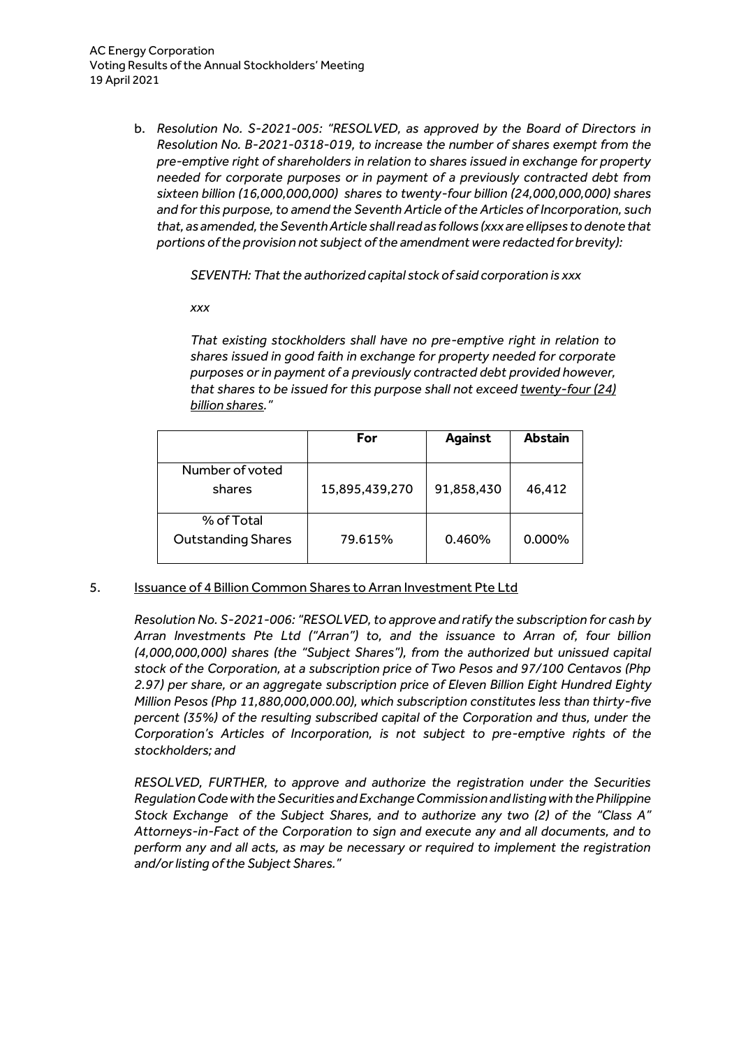b. *Resolution No. S-2021-005: "RESOLVED, as approved by the Board of Directors in Resolution No. B-2021-0318-019, to increase the number of shares exempt from the pre-emptive right of shareholders in relation to shares issued in exchange for property needed for corporate purposes or in payment of a previously contracted debt from sixteen billion (16,000,000,000) shares to twenty-four billion (24,000,000,000) shares and for this purpose, to amend the Seventh Article of the Articles of Incorporation, such that, as amended, the Seventh Article shall read as follows (xxx are ellipses to denote that portions of the provision not subject of the amendment were redacted for brevity):*

*SEVENTH: That the authorized capital stock of said corporation is xxx*

*xxx*

*That existing stockholders shall have no pre-emptive right in relation to shares issued in good faith in exchange for property needed for corporate purposes or in payment of a previously contracted debt provided however, that shares to be issued for this purpose shall not exceed <u>twenty-four (24) billion shares</u>."*

| | For | Against | Abstain |
|---|---|---|---|
| Number of voted shares | 15,895,439,270 | 91,858,430 | 46,412 |
| % of Total Outstanding Shares | 79.615% | 0.460% | 0.000% |

5. <u>Issuance of 4 Billion Common Shares to Arran Investment Pte Ltd</u>

*Resolution No. S-2021-006: "RESOLVED, to approve and ratify the subscription for cash by Arran Investments Pte Ltd ("Arran") to, and the issuance to Arran of, four billion (4,000,000,000) shares (the "Subject Shares"), from the authorized but unissued capital stock of the Corporation, at a subscription price of Two Pesos and 97/100 Centavos (Php 2.97) per share, or an aggregate subscription price of Eleven Billion Eight Hundred Eighty Million Pesos (Php 11,880,000,000.00), which subscription constitutes less than thirty-five percent (35%) of the resulting subscribed capital of the Corporation and thus, under the Corporation's Articles of Incorporation, is not subject to pre-emptive rights of the stockholders; and*

*RESOLVED, FURTHER, to approve and authorize the registration under the Securities Regulation Code with the Securities and Exchange Commission and listing with the Philippine Stock Exchange of the Subject Shares, and to authorize any two (2) of the "Class A" Attorneys-in-Fact of the Corporation to sign and execute any and all documents, and to perform any and all acts, as may be necessary or required to implement the registration and/or listing of the Subject Shares."*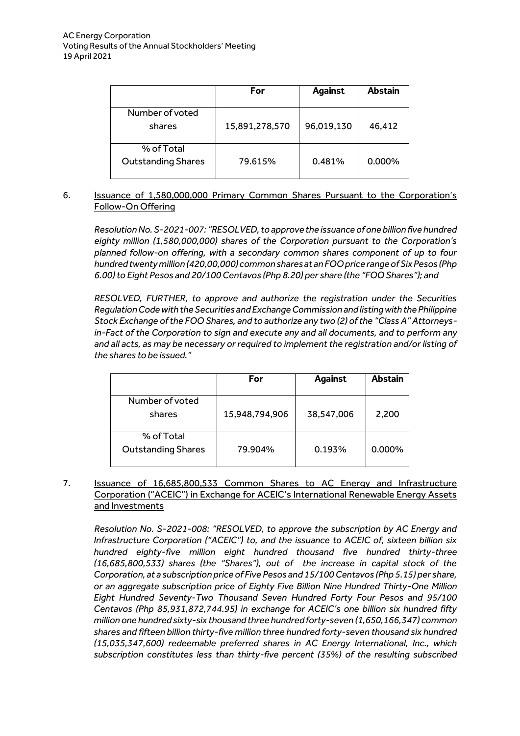| | For | Against | Abstain |
|---|---|---|---|
| Number of voted shares | 15,891,278,570 | 96,019,130 | 46,412 |
| % of Total Outstanding Shares | 79.615% | 0.481% | 0.000% |

6. Issuance of 1,580,000,000 Primary Common Shares Pursuant to the Corporation's Follow-On Offering

*Resolution No. S-2021-007: "RESOLVED, to approve the issuance of one billion five hundred eighty million (1,580,000,000) shares of the Corporation pursuant to the Corporation's planned follow-on offering, with a secondary common shares component of up to four hundred twenty million (420,00,000) common shares at an FOO price range of Six Pesos (Php 6.00) to Eight Pesos and 20/100 Centavos (Php 8.20) per share (the "FOO Shares"); and*

*RESOLVED, FURTHER, to approve and authorize the registration under the Securities Regulation Code with the Securities and Exchange Commission and listing with the Philippine Stock Exchange of the FOO Shares, and to authorize any two (2) of the "Class A" Attorneys-in-Fact of the Corporation to sign and execute any and all documents, and to perform any and all acts, as may be necessary or required to implement the registration and/or listing of the shares to be issued."*

| | For | Against | Abstain |
|---|---|---|---|
| Number of voted shares | 15,948,794,906 | 38,547,006 | 2,200 |
| % of Total Outstanding Shares | 79.904% | 0.193% | 0.000% |

7. Issuance of 16,685,800,533 Common Shares to AC Energy and Infrastructure Corporation ("ACEIC") in Exchange for ACEIC's International Renewable Energy Assets and Investments

*Resolution No. S-2021-008: "RESOLVED, to approve the subscription by AC Energy and Infrastructure Corporation ("ACEIC") to, and the issuance to ACEIC of, sixteen billion six hundred eighty-five million eight hundred thousand five hundred thirty-three (16,685,800,533) shares (the "Shares"), out of the increase in capital stock of the Corporation, at a subscription price of Five Pesos and 15/100 Centavos (Php 5.15) per share, or an aggregate subscription price of Eighty Five Billion Nine Hundred Thirty-One Million Eight Hundred Seventy-Two Thousand Seven Hundred Forty Four Pesos and 95/100 Centavos (Php 85,931,872,744.95) in exchange for ACEIC's one billion six hundred fifty million one hundred sixty-six thousand three hundred forty-seven (1,650,166,347) common shares and fifteen billion thirty-five million three hundred forty-seven thousand six hundred (15,035,347,600) redeemable preferred shares in AC Energy International, Inc., which subscription constitutes less than thirty-five percent (35%) of the resulting subscribed*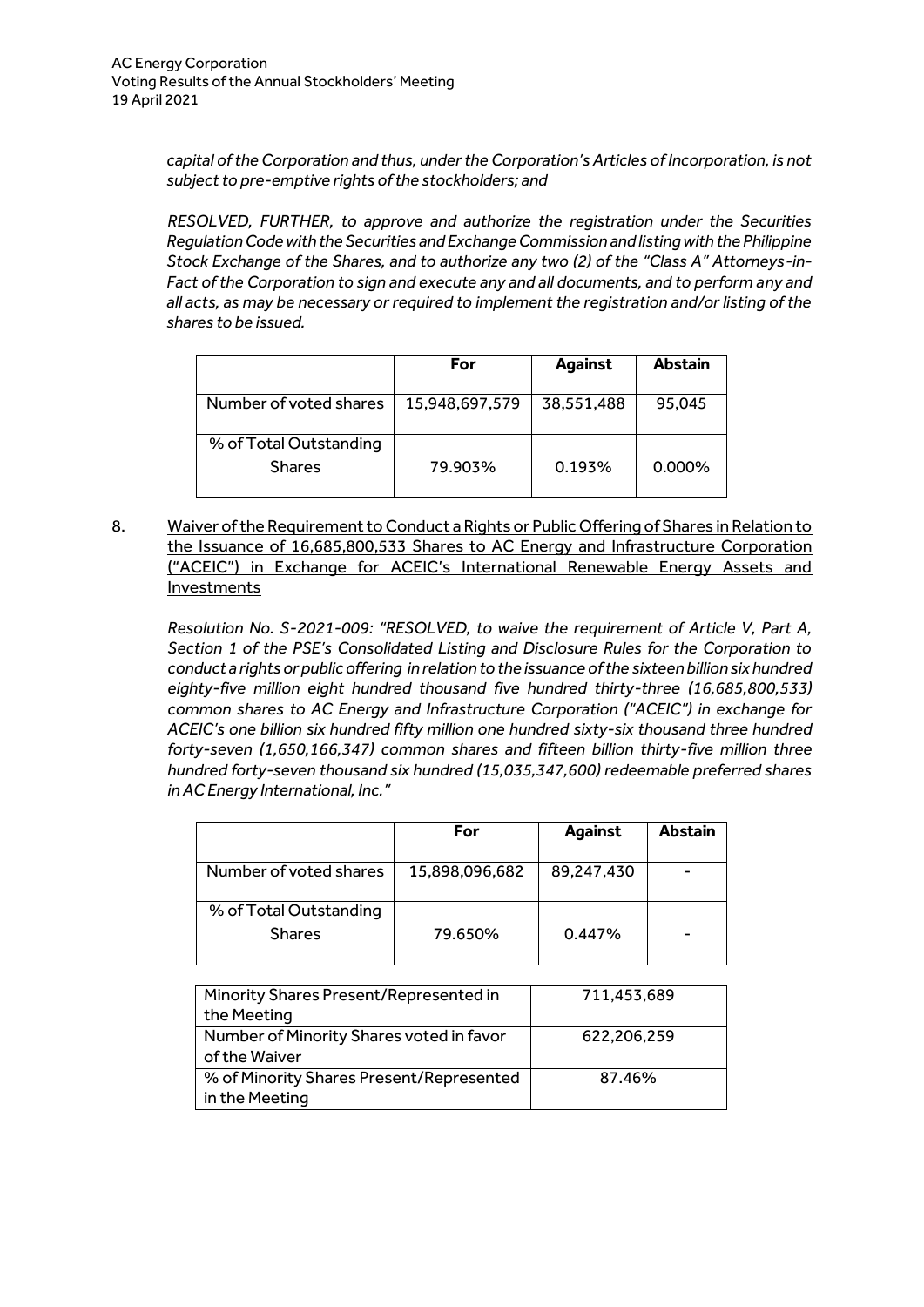*capital of the Corporation and thus, under the Corporation's Articles of Incorporation, is not subject to pre-emptive rights of the stockholders; and*

*RESOLVED, FURTHER, to approve and authorize the registration under the Securities Regulation Code with the Securities and Exchange Commission and listing with the Philippine Stock Exchange of the Shares, and to authorize any two (2) of the "Class A" Attorneys-in-Fact of the Corporation to sign and execute any and all documents, and to perform any and all acts, as may be necessary or required to implement the registration and/or listing of the shares to be issued.*

| | For | Against | Abstain |
|---|---|---|---|
| Number of voted shares | 15,948,697,579 | 38,551,488 | 95,045 |
| % of Total Outstanding Shares | 79.903% | 0.193% | 0.000% |

8. <u>Waiver of the Requirement to Conduct a Rights or Public Offering of Shares in Relation to the Issuance of 16,685,800,533 Shares to AC Energy and Infrastructure Corporation ("ACEIC") in Exchange for ACEIC's International Renewable Energy Assets and Investments</u>

*Resolution No. S-2021-009: "RESOLVED, to waive the requirement of Article V, Part A, Section 1 of the PSE's Consolidated Listing and Disclosure Rules for the Corporation to conduct a rights or public offering in relation to the issuance of the sixteen billion six hundred eighty-five million eight hundred thousand five hundred thirty-three (16,685,800,533) common shares to AC Energy and Infrastructure Corporation ("ACEIC") in exchange for ACEIC's one billion six hundred fifty million one hundred sixty-six thousand three hundred forty-seven (1,650,166,347) common shares and fifteen billion thirty-five million three hundred forty-seven thousand six hundred (15,035,347,600) redeemable preferred shares in AC Energy International, Inc."*

| | For | Against | Abstain |
|---|---|---|---|
| Number of voted shares | 15,898,096,682 | 89,247,430 | - |
| % of Total Outstanding Shares | 79.650% | 0.447% | - |

| | |
|---|---|
| Minority Shares Present/Represented in the Meeting | 711,453,689 |
| Number of Minority Shares voted in favor of the Waiver | 622,206,259 |
| % of Minority Shares Present/Represented in the Meeting | 87.46% |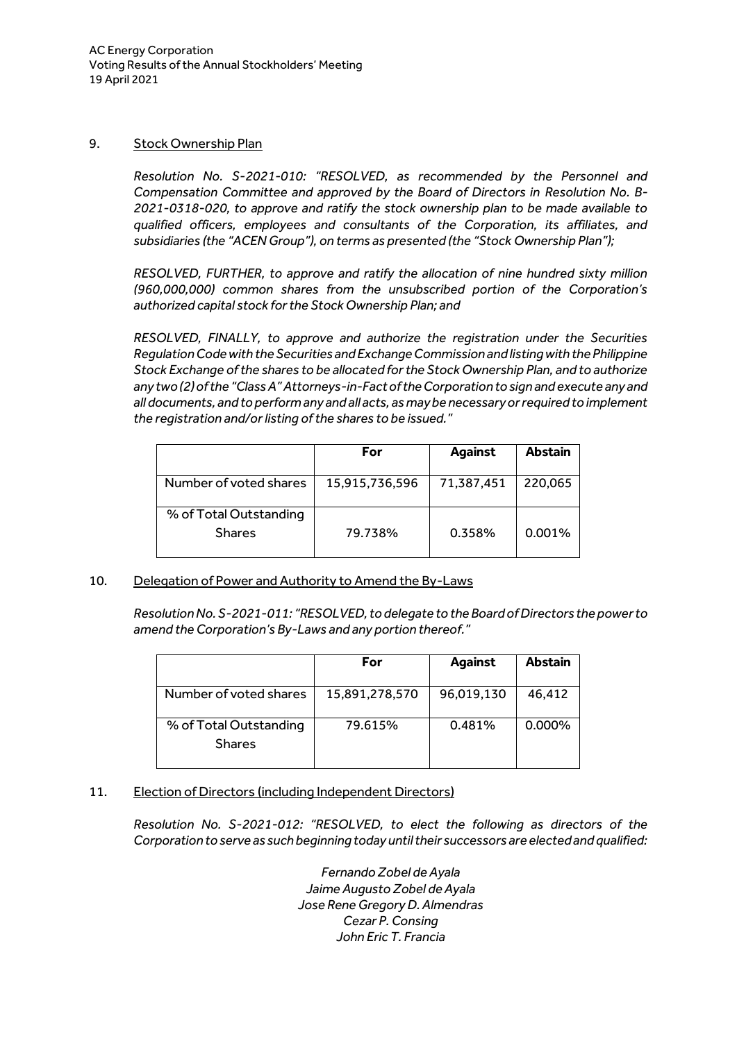9. Stock Ownership Plan

*Resolution No. S-2021-010: "RESOLVED, as recommended by the Personnel and Compensation Committee and approved by the Board of Directors in Resolution No. B-2021-0318-020, to approve and ratify the stock ownership plan to be made available to qualified officers, employees and consultants of the Corporation, its affiliates, and subsidiaries (the "ACEN Group"), on terms as presented (the "Stock Ownership Plan");*

*RESOLVED, FURTHER, to approve and ratify the allocation of nine hundred sixty million (960,000,000) common shares from the unsubscribed portion of the Corporation's authorized capital stock for the Stock Ownership Plan; and*

*RESOLVED, FINALLY, to approve and authorize the registration under the Securities Regulation Code with the Securities and Exchange Commission and listing with the Philippine Stock Exchange of the shares to be allocated for the Stock Ownership Plan, and to authorize any two (2) of the "Class A" Attorneys-in-Fact of the Corporation to sign and execute any and all documents, and to perform any and all acts, as may be necessary or required to implement the registration and/or listing of the shares to be issued."*

| | For | Against | Abstain |
|---|---|---|---|
| Number of voted shares | 15,915,736,596 | 71,387,451 | 220,065 |
| % of Total Outstanding Shares | 79.738% | 0.358% | 0.001% |

10. Delegation of Power and Authority to Amend the By-Laws

*Resolution No. S-2021-011: "RESOLVED, to delegate to the Board of Directors the power to amend the Corporation's By-Laws and any portion thereof."*

| | For | Against | Abstain |
|---|---|---|---|
| Number of voted shares | 15,891,278,570 | 96,019,130 | 46,412 |
| % of Total Outstanding Shares | 79.615% | 0.481% | 0.000% |

11. Election of Directors (including Independent Directors)

*Resolution No. S-2021-012: "RESOLVED, to elect the following as directors of the Corporation to serve as such beginning today until their successors are elected and qualified:*

*Fernando Zobel de Ayala*
*Jaime Augusto Zobel de Ayala*
*Jose Rene Gregory D. Almendras*
*Cezar P. Consing*
*John Eric T. Francia*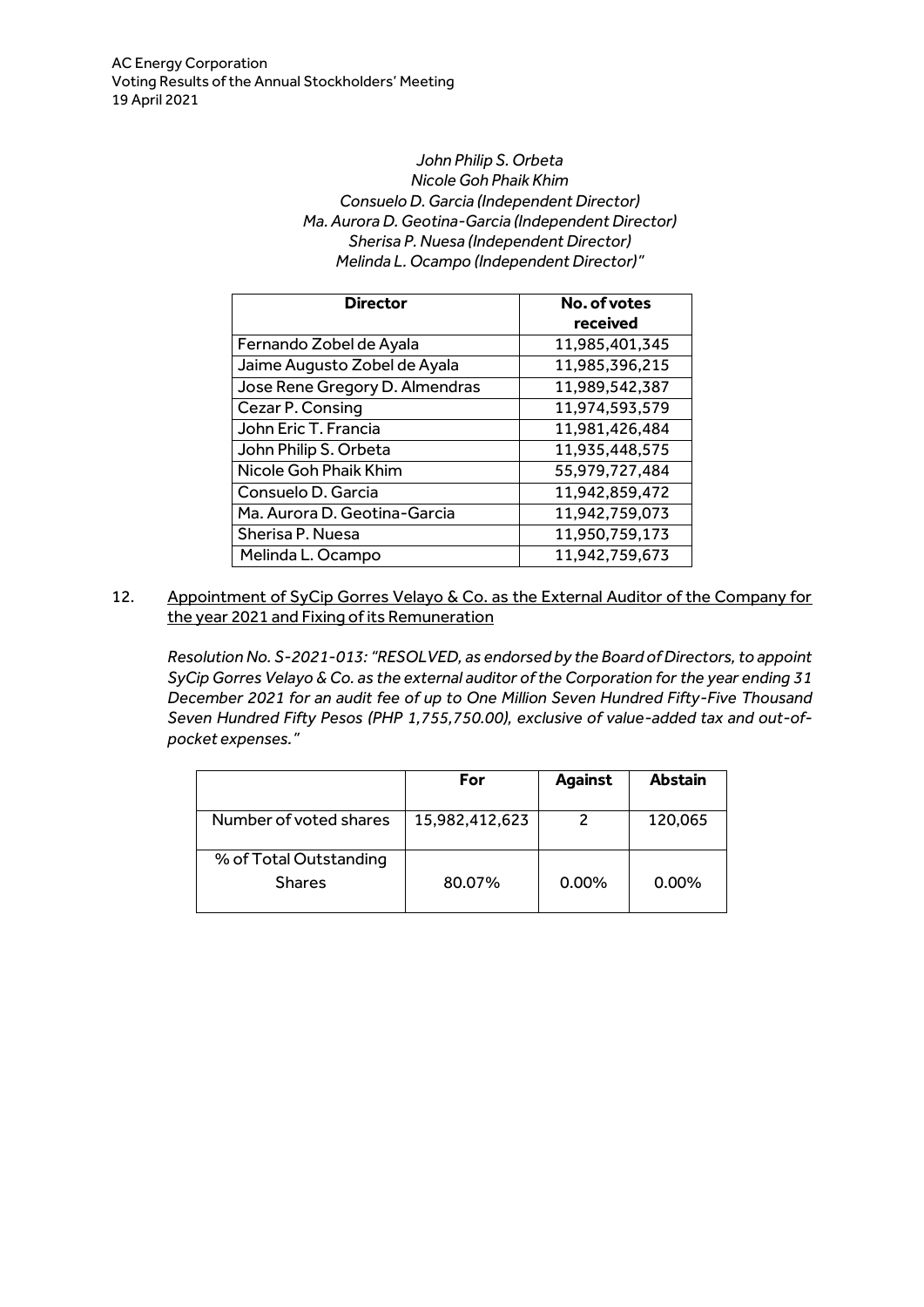*John Philip S. Orbeta*
*Nicole Goh Phaik Khim*
*Consuelo D. Garcia (Independent Director)*
*Ma. Aurora D. Geotina-Garcia (Independent Director)*
*Sherisa P. Nuesa (Independent Director)*
*Melinda L. Ocampo (Independent Director)"*

| Director | No. of votes received |
|---|---|
| Fernando Zobel de Ayala | 11,985,401,345 |
| Jaime Augusto Zobel de Ayala | 11,985,396,215 |
| Jose Rene Gregory D. Almendras | 11,989,542,387 |
| Cezar P. Consing | 11,974,593,579 |
| John Eric T. Francia | 11,981,426,484 |
| John Philip S. Orbeta | 11,935,448,575 |
| Nicole Goh Phaik Khim | 55,979,727,484 |
| Consuelo D. Garcia | 11,942,859,472 |
| Ma. Aurora D. Geotina-Garcia | 11,942,759,073 |
| Sherisa P. Nuesa | 11,950,759,173 |
| Melinda L. Ocampo | 11,942,759,673 |

12. Appointment of SyCip Gorres Velayo & Co. as the External Auditor of the Company for the year 2021 and Fixing of its Remuneration

*Resolution No. S-2021-013: "RESOLVED, as endorsed by the Board of Directors, to appoint SyCip Gorres Velayo & Co. as the external auditor of the Corporation for the year ending 31 December 2021 for an audit fee of up to One Million Seven Hundred Fifty-Five Thousand Seven Hundred Fifty Pesos (PHP 1,755,750.00), exclusive of value-added tax and out-of-pocket expenses."*

| | For | Against | Abstain |
|---|---|---|---|
| Number of voted shares | 15,982,412,623 | 2 | 120,065 |
| % of Total Outstanding Shares | 80.07% | 0.00% | 0.00% |